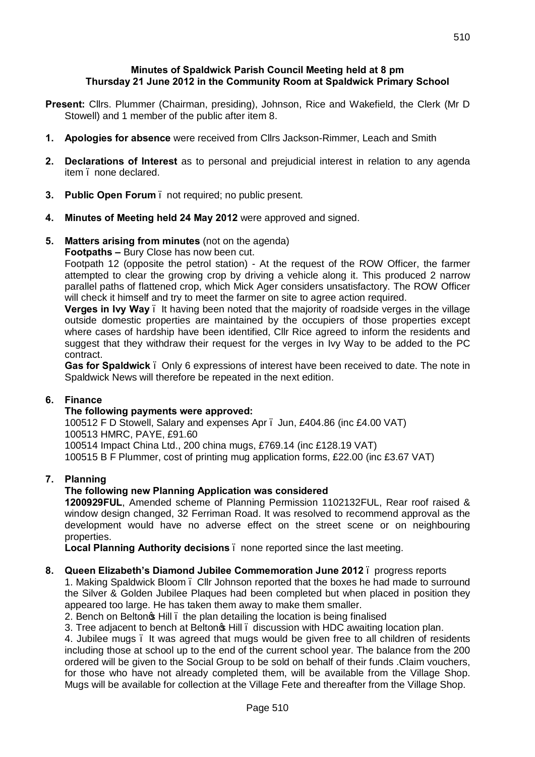**Minutes of Spaldwick Parish Council Meeting held at 8 pm**
**Thursday 21 June 2012 in the Community Room at Spaldwick Primary School**

**Present:** Cllrs. Plummer (Chairman, presiding), Johnson, Rice and Wakefield, the Clerk (Mr D Stowell) and 1 member of the public after item 8.

1. **Apologies for absence** were received from Cllrs Jackson-Rimmer, Leach and Smith

2. **Declarations of Interest** as to personal and prejudicial interest in relation to any agenda item – none declared.

3. **Public Open Forum** – not required; no public present.

4. **Minutes of Meeting held 24 May 2012** were approved and signed.

5. **Matters arising from minutes** (not on the agenda)

   **Footpaths –** Bury Close has now been cut.

   Footpath 12 (opposite the petrol station) - At the request of the ROW Officer, the farmer attempted to clear the growing crop by driving a vehicle along it. This produced 2 narrow parallel paths of flattened crop, which Mick Ager considers unsatisfactory. The ROW Officer will check it himself and try to meet the farmer on site to agree action required.

   **Verges in Ivy Way** – It having been noted that the majority of roadside verges in the village outside domestic properties are maintained by the occupiers of those properties except where cases of hardship have been identified, Cllr Rice agreed to inform the residents and suggest that they withdraw their request for the verges in Ivy Way to be added to the PC contract.

   **Gas for Spaldwick** – Only 6 expressions of interest have been received to date. The note in Spaldwick News will therefore be repeated in the next edition.

6. **Finance**

   **The following payments were approved:**

   100512 F D Stowell, Salary and expenses Apr – Jun, £404.86 (inc £4.00 VAT)
   100513 HMRC, PAYE, £91.60
   100514 Impact China Ltd., 200 china mugs, £769.14 (inc £128.19 VAT)
   100515 B F Plummer, cost of printing mug application forms, £22.00 (inc £3.67 VAT)

7. **Planning**

   **The following new Planning Application was considered**

   **1200929FUL**, Amended scheme of Planning Permission 1102132FUL, Rear roof raised & window design changed, 32 Ferriman Road. It was resolved to recommend approval as the development would have no adverse effect on the street scene or on neighbouring properties.

   **Local Planning Authority decisions** – none reported since the last meeting.

8. **Queen Elizabeth's Diamond Jubilee Commemoration June 2012** – progress reports

   1. Making Spaldwick Bloom – Cllr Johnson reported that the boxes he had made to surround the Silver & Golden Jubilee Plaques had been completed but when placed in position they appeared too large. He has taken them away to make them smaller.
   2. Bench on Belton's Hill – the plan detailing the location is being finalised
   3. Tree adjacent to bench at Belton's Hill – discussion with HDC awaiting location plan.
   4. Jubilee mugs – It was agreed that mugs would be given free to all children of residents including those at school up to the end of the current school year. The balance from the 200 ordered will be given to the Social Group to be sold on behalf of their funds .Claim vouchers, for those who have not already completed them, will be available from the Village Shop. Mugs will be available for collection at the Village Fete and thereafter from the Village Shop.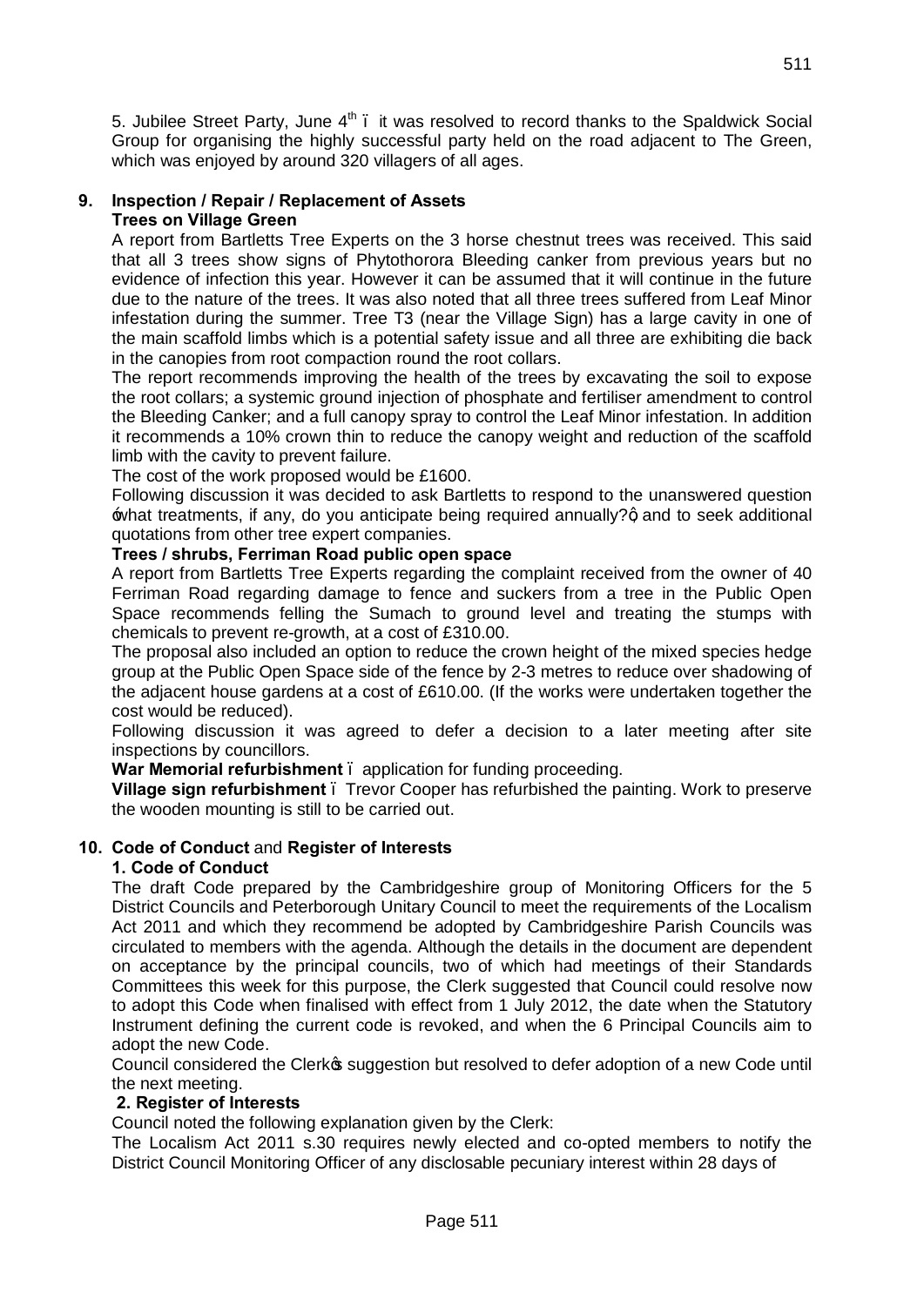5. Jubilee Street Party, June 4th – it was resolved to record thanks to the Spaldwick Social Group for organising the highly successful party held on the road adjacent to The Green, which was enjoyed by around 320 villagers of all ages.

**9. Inspection / Repair / Replacement of Assets**

**Trees on Village Green**

A report from Bartletts Tree Experts on the 3 horse chestnut trees was received. This said that all 3 trees show signs of Phytothorora Bleeding canker from previous years but no evidence of infection this year. However it can be assumed that it will continue in the future due to the nature of the trees. It was also noted that all three trees suffered from Leaf Minor infestation during the summer. Tree T3 (near the Village Sign) has a large cavity in one of the main scaffold limbs which is a potential safety issue and all three are exhibiting die back in the canopies from root compaction round the root collars.

The report recommends improving the health of the trees by excavating the soil to expose the root collars; a systemic ground injection of phosphate and fertiliser amendment to control the Bleeding Canker; and a full canopy spray to control the Leaf Minor infestation. In addition it recommends a 10% crown thin to reduce the canopy weight and reduction of the scaffold limb with the cavity to prevent failure.

The cost of the work proposed would be £1600.

Following discussion it was decided to ask Bartletts to respond to the unanswered question 'what treatments, if any, do you anticipate being required annually?' and to seek additional quotations from other tree expert companies.

**Trees / shrubs, Ferriman Road public open space**

A report from Bartletts Tree Experts regarding the complaint received from the owner of 40 Ferriman Road regarding damage to fence and suckers from a tree in the Public Open Space recommends felling the Sumach to ground level and treating the stumps with chemicals to prevent re-growth, at a cost of £310.00.

The proposal also included an option to reduce the crown height of the mixed species hedge group at the Public Open Space side of the fence by 2-3 metres to reduce over shadowing of the adjacent house gardens at a cost of £610.00. (If the works were undertaken together the cost would be reduced).

Following discussion it was agreed to defer a decision to a later meeting after site inspections by councillors.

**War Memorial refurbishment** – application for funding proceeding.

**Village sign refurbishment** – Trevor Cooper has refurbished the painting. Work to preserve the wooden mounting is still to be carried out.

**10. Code of Conduct and Register of Interests**

**1. Code of Conduct**

The draft Code prepared by the Cambridgeshire group of Monitoring Officers for the 5 District Councils and Peterborough Unitary Council to meet the requirements of the Localism Act 2011 and which they recommend be adopted by Cambridgeshire Parish Councils was circulated to members with the agenda. Although the details in the document are dependent on acceptance by the principal councils, two of which had meetings of their Standards Committees this week for this purpose, the Clerk suggested that Council could resolve now to adopt this Code when finalised with effect from 1 July 2012, the date when the Statutory Instrument defining the current code is revoked, and when the 6 Principal Councils aim to adopt the new Code.

Council considered the Clerk's suggestion but resolved to defer adoption of a new Code until the next meeting.

**2. Register of Interests**

Council noted the following explanation given by the Clerk:

The Localism Act 2011 s.30 requires newly elected and co-opted members to notify the District Council Monitoring Officer of any disclosable pecuniary interest within 28 days of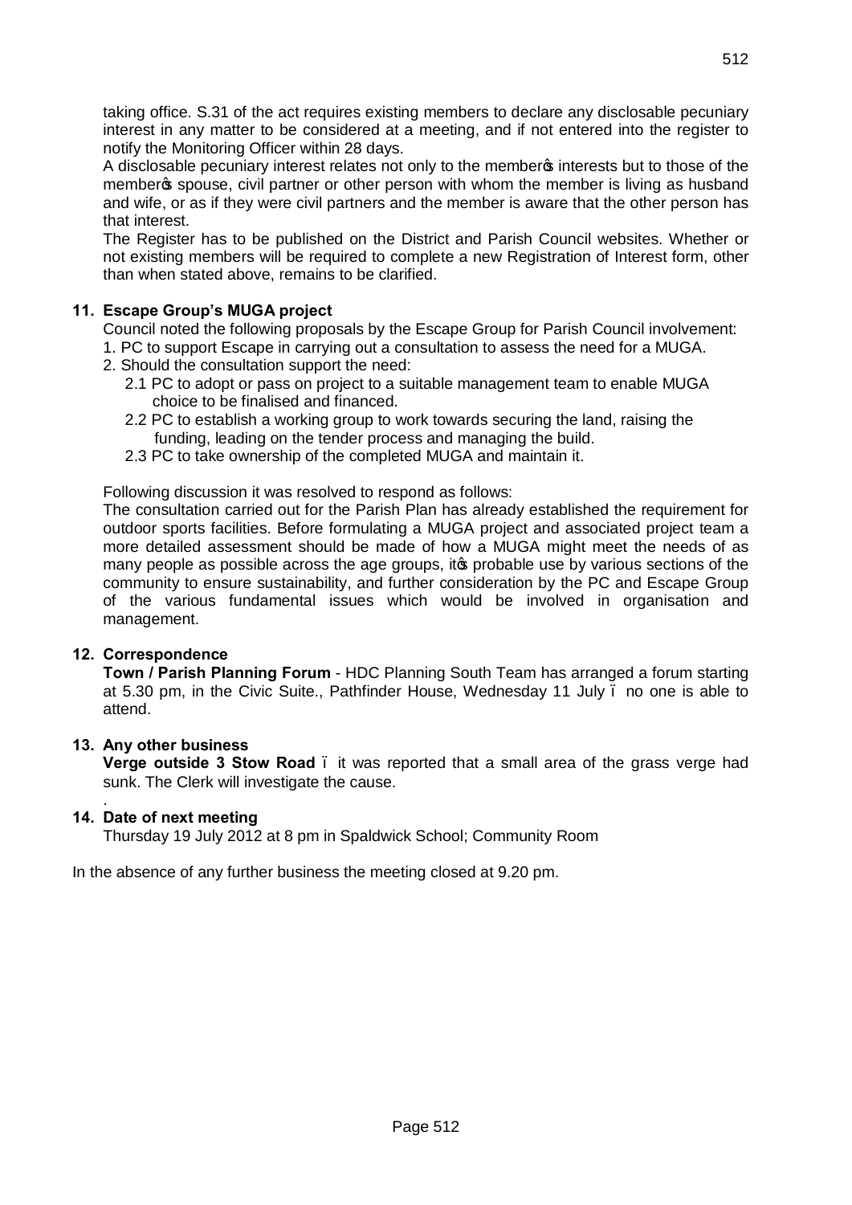taking office. S.31 of the act requires existing members to declare any disclosable pecuniary interest in any matter to be considered at a meeting, and if not entered into the register to notify the Monitoring Officer within 28 days.

A disclosable pecuniary interest relates not only to the member's interests but to those of the member's spouse, civil partner or other person with whom the member is living as husband and wife, or as if they were civil partners and the member is aware that the other person has that interest.

The Register has to be published on the District and Parish Council websites. Whether or not existing members will be required to complete a new Registration of Interest form, other than when stated above, remains to be clarified.

**11. Escape Group's MUGA project**

Council noted the following proposals by the Escape Group for Parish Council involvement:

1. PC to support Escape in carrying out a consultation to assess the need for a MUGA.
2. Should the consultation support the need:
   - 2.1 PC to adopt or pass on project to a suitable management team to enable MUGA choice to be finalised and financed.
   - 2.2 PC to establish a working group to work towards securing the land, raising the funding, leading on the tender process and managing the build.
   - 2.3 PC to take ownership of the completed MUGA and maintain it.

Following discussion it was resolved to respond as follows:

The consultation carried out for the Parish Plan has already established the requirement for outdoor sports facilities. Before formulating a MUGA project and associated project team a more detailed assessment should be made of how a MUGA might meet the needs of as many people as possible across the age groups, it's probable use by various sections of the community to ensure sustainability, and further consideration by the PC and Escape Group of the various fundamental issues which would be involved in organisation and management.

**12. Correspondence**

**Town / Parish Planning Forum** - HDC Planning South Team has arranged a forum starting at 5.30 pm, in the Civic Suite., Pathfinder House, Wednesday 11 July – no one is able to attend.

**13. Any other business**

**Verge outside 3 Stow Road** – it was reported that a small area of the grass verge had sunk. The Clerk will investigate the cause.

**14. Date of next meeting**

Thursday 19 July 2012 at 8 pm in Spaldwick School; Community Room

In the absence of any further business the meeting closed at 9.20 pm.